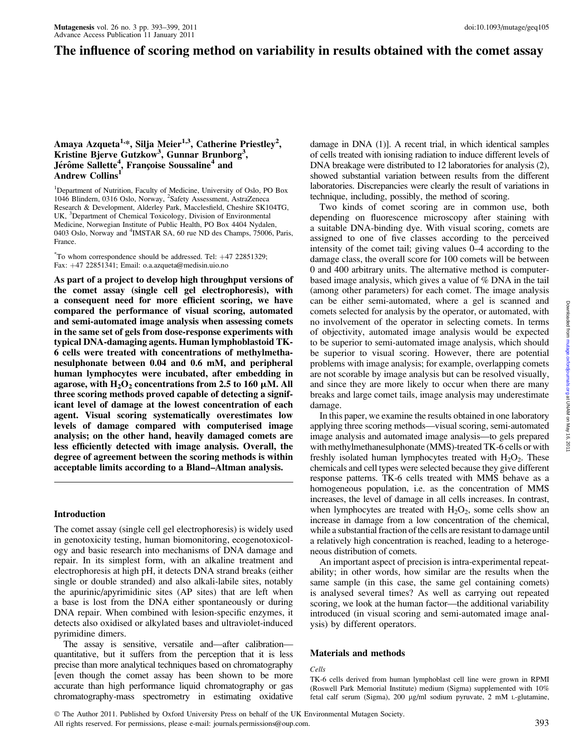# The influence of scoring method on variability in results obtained with the comet assay

**Amaya Azqueta[1,*], Silja Meier[1,3], Catherine Priestley[2], Kristine Bjerve Gutzkow[3], Gunnar Brunborg[3], Jérôme Sallette[4], Françoise Soussaline[4] and Andrew Collins[1]**

[1]Department of Nutrition, Faculty of Medicine, University of Oslo, PO Box 1046 Blindern, 0316 Oslo, Norway, [2]Safety Assessment, AstraZeneca Research & Development, Alderley Park, Macclesfield, Cheshire SK104TG, UK, [3]Department of Chemical Toxicology, Division of Environmental Medicine, Norwegian Institute of Public Health, PO Box 4404 Nydalen, 0403 Oslo, Norway and [4]IMSTAR SA, 60 rue ND des Champs, 75006, Paris, France.

[*]To whom correspondence should be addressed. Tel: +47 22851329; Fax: +47 22851341; Email: o.a.azqueta@medisin.uio.no

**As part of a project to develop high throughput versions of the comet assay (single cell gel electrophoresis), with a consequent need for more efficient scoring, we have compared the performance of visual scoring, automated and semi-automated image analysis when assessing comets in the same set of gels from dose-response experiments with typical DNA-damaging agents. Human lymphoblastoid TK-6 cells were treated with concentrations of methylmethanesulphonate between 0.04 and 0.6 mM, and peripheral human lymphocytes were incubated, after embedding in agarose, with $H_2O_2$ concentrations from 2.5 to 160 μM. All three scoring methods proved capable of detecting a significant level of damage at the lowest concentration of each agent. Visual scoring systematically overestimates low levels of damage compared with computerised image analysis; on the other hand, heavily damaged comets are less efficiently detected with image analysis. Overall, the degree of agreement between the scoring methods is within acceptable limits according to a Bland–Altman analysis.**

## Introduction

The comet assay (single cell gel electrophoresis) is widely used in genotoxicity testing, human biomonitoring, ecogenotoxicology and basic research into mechanisms of DNA damage and repair. In its simplest form, with an alkaline treatment and electrophoresis at high pH, it detects DNA strand breaks (either single or double stranded) and also alkali-labile sites, notably the apurinic/apyrimidinic sites (AP sites) that are left when a base is lost from the DNA either spontaneously or during DNA repair. When combined with lesion-specific enzymes, it detects also oxidised or alkylated bases and ultraviolet-induced pyrimidine dimers.

The assay is sensitive, versatile and—after calibration—quantitative, but it suffers from the perception that it is less precise than more analytical techniques based on chromatography [even though the comet assay has been shown to be more accurate than high performance liquid chromatography or gas chromatography-mass spectrometry in estimating oxidative damage in DNA (1)]. A recent trial, in which identical samples of cells treated with ionising radiation to induce different levels of DNA breakage were distributed to 12 laboratories for analysis (2), showed substantial variation between results from the different laboratories. Discrepancies were clearly the result of variations in technique, including, possibly, the method of scoring.

Two kinds of comet scoring are in common use, both depending on fluorescence microscopy after staining with a suitable DNA-binding dye. With visual scoring, comets are assigned to one of five classes according to the perceived intensity of the comet tail; giving values 0–4 according to the damage class, the overall score for 100 comets will be between 0 and 400 arbitrary units. The alternative method is computer-based image analysis, which gives a value of % DNA in the tail (among other parameters) for each comet. The image analysis can be either semi-automated, where a gel is scanned and comets selected for analysis by the operator, or automated, with no involvement of the operator in selecting comets. In terms of objectivity, automated image analysis would be expected to be superior to semi-automated image analysis, which should be superior to visual scoring. However, there are potential problems with image analysis; for example, overlapping comets are not scorable by image analysis but can be resolved visually, and since they are more likely to occur when there are many breaks and large comet tails, image analysis may underestimate damage.

In this paper, we examine the results obtained in one laboratory applying three scoring methods—visual scoring, semi-automated image analysis and automated image analysis—to gels prepared with methylmethanesulphonate (MMS)-treated TK-6 cells or with freshly isolated human lymphocytes treated with $H_2O_2$. These chemicals and cell types were selected because they give different response patterns. TK-6 cells treated with MMS behave as a homogeneous population, i.e. as the concentration of MMS increases, the level of damage in all cells increases. In contrast, when lymphocytes are treated with $H_2O_2$, some cells show an increase in damage from a low concentration of the chemical, while a substantial fraction of the cells are resistant to damage until a relatively high concentration is reached, leading to a heterogeneous distribution of comets.

An important aspect of precision is intra-experimental repeatability; in other words, how similar are the results when the same sample (in this case, the same gel containing comets) is analysed several times? As well as carrying out repeated scoring, we look at the human factor—the additional variability introduced (in visual scoring and semi-automated image analysis) by different operators.

## Materials and methods

### Cells

TK-6 cells derived from human lymphoblast cell line were grown in RPMI (Roswell Park Memorial Institute) medium (Sigma) supplemented with 10% fetal calf serum (Sigma), 200 μg/ml sodium pyruvate, 2 mM L-glutamine,

© The Author 2011. Published by Oxford University Press on behalf of the UK Environmental Mutagen Society.
All rights reserved. For permissions, please e-mail: journals.permissions@oup.com.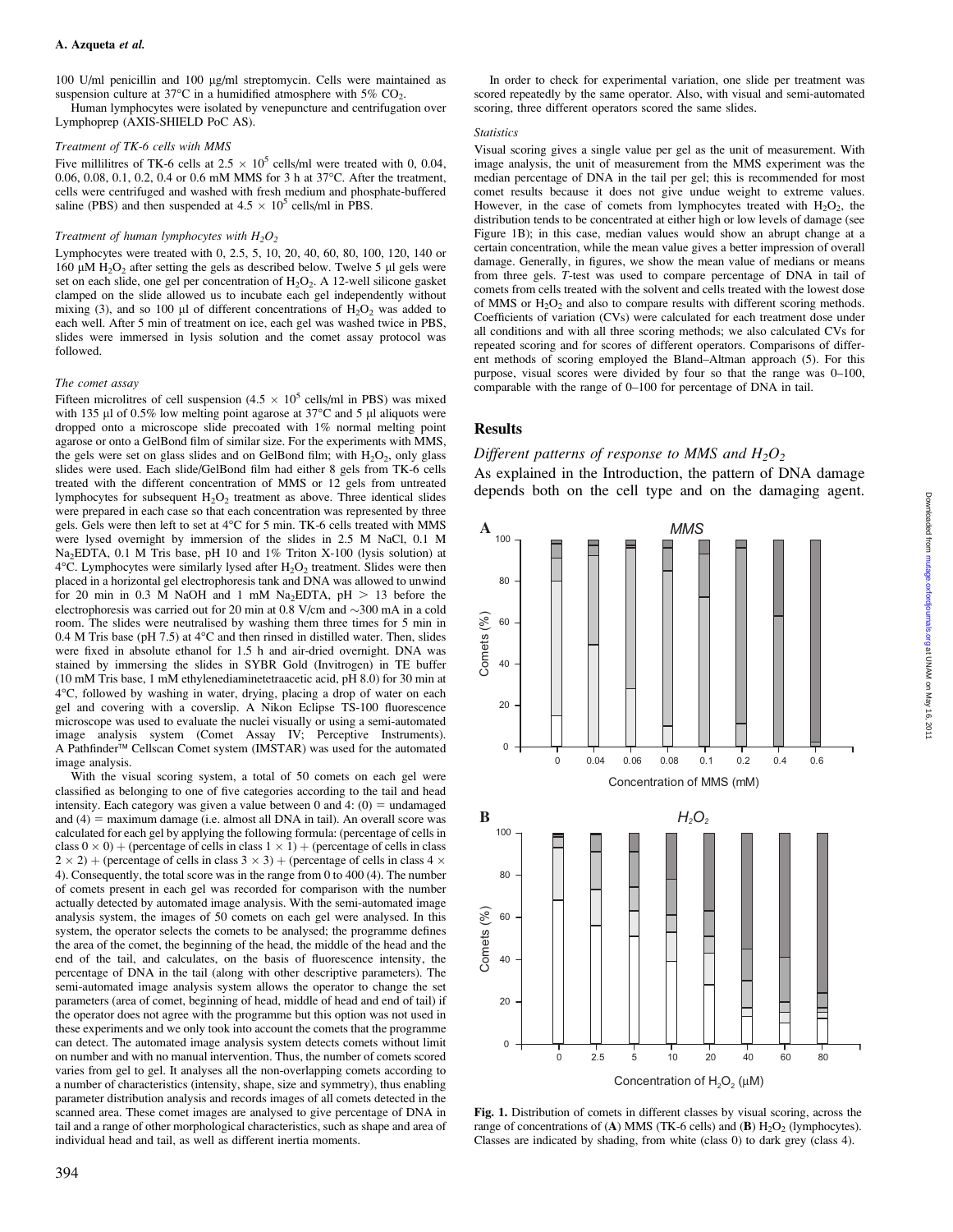100 U/ml penicillin and 100 μg/ml streptomycin. Cells were maintained as suspension culture at 37°C in a humidified atmosphere with 5% $CO_2$.

Human lymphocytes were isolated by venepuncture and centrifugation over Lymphoprep (AXIS-SHIELD PoC AS).

### *Treatment of TK-6 cells with MMS*

Five millilitres of TK-6 cells at $2.5 \times 10^5$ cells/ml were treated with 0, 0.04, 0.06, 0.08, 0.1, 0.2, 0.4 or 0.6 mM MMS for 3 h at 37°C. After the treatment, cells were centrifuged and washed with fresh medium and phosphate-buffered saline (PBS) and then suspended at $4.5 \times 10^5$ cells/ml in PBS.

### *Treatment of human lymphocytes with $H_2O_2$*

Lymphocytes were treated with 0, 2.5, 5, 10, 20, 40, 60, 80, 100, 120, 140 or 160 μM $H_2O_2$ after setting the gels as described below. Twelve 5 μl gels were set on each slide, one gel per concentration of $H_2O_2$. A 12-well silicone gasket clamped on the slide allowed us to incubate each gel independently without mixing (3), and so 100 μl of different concentrations of $H_2O_2$ was added to each well. After 5 min of treatment on ice, each gel was washed twice in PBS, slides were immersed in lysis solution and the comet assay protocol was followed.

### *The comet assay*

Fifteen microlitres of cell suspension ($4.5 \times 10^5$ cells/ml in PBS) was mixed with 135 μl of 0.5% low melting point agarose at 37°C and 5 μl aliquots were dropped onto a microscope slide precoated with 1% normal melting point agarose or onto a GelBond film of similar size. For the experiments with MMS, the gels were set on glass slides and on GelBond film; with $H_2O_2$, only glass slides were used. Each slide/GelBond film had either 8 gels from TK-6 cells treated with the different concentration of MMS or 12 gels from untreated lymphocytes for subsequent $H_2O_2$ treatment as above. Three identical slides were prepared in each case so that each concentration was represented by three gels. Gels were then left to set at 4°C for 5 min. TK-6 cells treated with MMS were lysed overnight by immersion of the slides in 2.5 M NaCl, 0.1 M $Na_2EDTA$, 0.1 M Tris base, pH 10 and 1% Triton X-100 (lysis solution) at 4°C. Lymphocytes were similarly lysed after $H_2O_2$ treatment. Slides were then placed in a horizontal gel electrophoresis tank and DNA was allowed to unwind for 20 min in 0.3 M NaOH and 1 mM $Na_2EDTA$, pH > 13 before the electrophoresis was carried out for 20 min at 0.8 V/cm and ~300 mA in a cold room. The slides were neutralised by washing them three times for 5 min in 0.4 M Tris base (pH 7.5) at 4°C and then rinsed in distilled water. Then, slides were fixed in absolute ethanol for 1.5 h and air-dried overnight. DNA was stained by immersing the slides in SYBR Gold (Invitrogen) in TE buffer (10 mM Tris base, 1 mM ethylenediaminetetraacetic acid, pH 8.0) for 30 min at 4°C, followed by washing in water, drying, placing a drop of water on each gel and covering with a coverslip. A Nikon Eclipse TS-100 fluorescence microscope was used to evaluate the nuclei visually or using a semi-automated image analysis system (Comet Assay IV; Perceptive Instruments). A Pathfinder™ Cellscan Comet system (IMSTAR) was used for the automated image analysis.

With the visual scoring system, a total of 50 comets on each gel were classified as belonging to one of five categories according to the tail and head intensity. Each category was given a value between 0 and 4: (0) = undamaged and (4) = maximum damage (i.e. almost all DNA in tail). An overall score was calculated for each gel by applying the following formula: (percentage of cells in class 0 × 0) + (percentage of cells in class 1 × 1) + (percentage of cells in class 2 × 2) + (percentage of cells in class 3 × 3) + (percentage of cells in class 4 × 4). Consequently, the total score was in the range from 0 to 400 (4). The number of comets present in each gel was recorded for comparison with the number actually detected by automated image analysis. With the semi-automated image analysis system, the images of 50 comets on each gel were analysed. In this system, the operator selects the comets to be analysed; the programme defines the area of the comet, the beginning of the head, the middle of the head and the end of the tail, and calculates, on the basis of fluorescence intensity, the percentage of DNA in the tail (along with other descriptive parameters). The semi-automated image analysis system allows the operator to change the set parameters (area of comet, beginning of head, middle of head and end of tail) if the operator does not agree with the programme but this option was not used in these experiments and we only took into account the comets that the programme can detect. The automated image analysis system detects comets without limit on number and with no manual intervention. Thus, the number of comets scored varies from gel to gel. It analyses all the non-overlapping comets according to a number of characteristics (intensity, shape, size and symmetry), thus enabling parameter distribution analysis and records images of all comets detected in the scanned area. These comet images are analysed to give percentage of DNA in tail and a range of other morphological characteristics, such as shape and area of individual head and tail, as well as different inertia moments.

In order to check for experimental variation, one slide per treatment was scored repeatedly by the same operator. Also, with visual and semi-automated scoring, three different operators scored the same slides.

### *Statistics*

Visual scoring gives a single value per gel as the unit of measurement. With image analysis, the unit of measurement from the MMS experiment was the median percentage of DNA in the tail per gel; this is recommended for most comet results because it does not give undue weight to extreme values. However, in the case of comets from lymphocytes treated with $H_2O_2$, the distribution tends to be concentrated at either high or low levels of damage (see Figure 1B); in this case, median values would show an abrupt change at a certain concentration, while the mean value gives a better impression of overall damage. Generally, in figures, we show the mean value of medians or means from three gels. *T*-test was used to compare percentage of DNA in tail of comets from cells treated with the solvent and cells treated with the lowest dose of MMS or $H_2O_2$ and also to compare results with different scoring methods. Coefficients of variation (CVs) were calculated for each treatment dose under all conditions and with all three scoring methods; we also calculated CVs for repeated scoring and for scores of different operators. Comparisons of different methods of scoring employed the Bland–Altman approach (5). For this purpose, visual scores were divided by four so that the range was 0–100, comparable with the range of 0–100 for percentage of DNA in tail.

## Results

### *Different patterns of response to MMS and $H_2O_2$*

As explained in the Introduction, the pattern of DNA damage depends both on the cell type and on the damaging agent.

A
MMS
Comets (%)
100
80
60
40
20
0
0 0.04 0.06 0.08 0.1 0.2 0.4 0.6
Concentration of MMS (mM)

B
$H_2O_2$
Comets (%)
100
80
60
40
20
0
0 2.5 5 10 20 40 60 80
Concentration of $H_2O_2$ (μM)

**Fig. 1.** Distribution of comets in different classes by visual scoring, across the range of concentrations of (**A**) MMS (TK-6 cells) and (**B**) $H_2O_2$ (lymphocytes). Classes are indicated by shading, from white (class 0) to dark grey (class 4).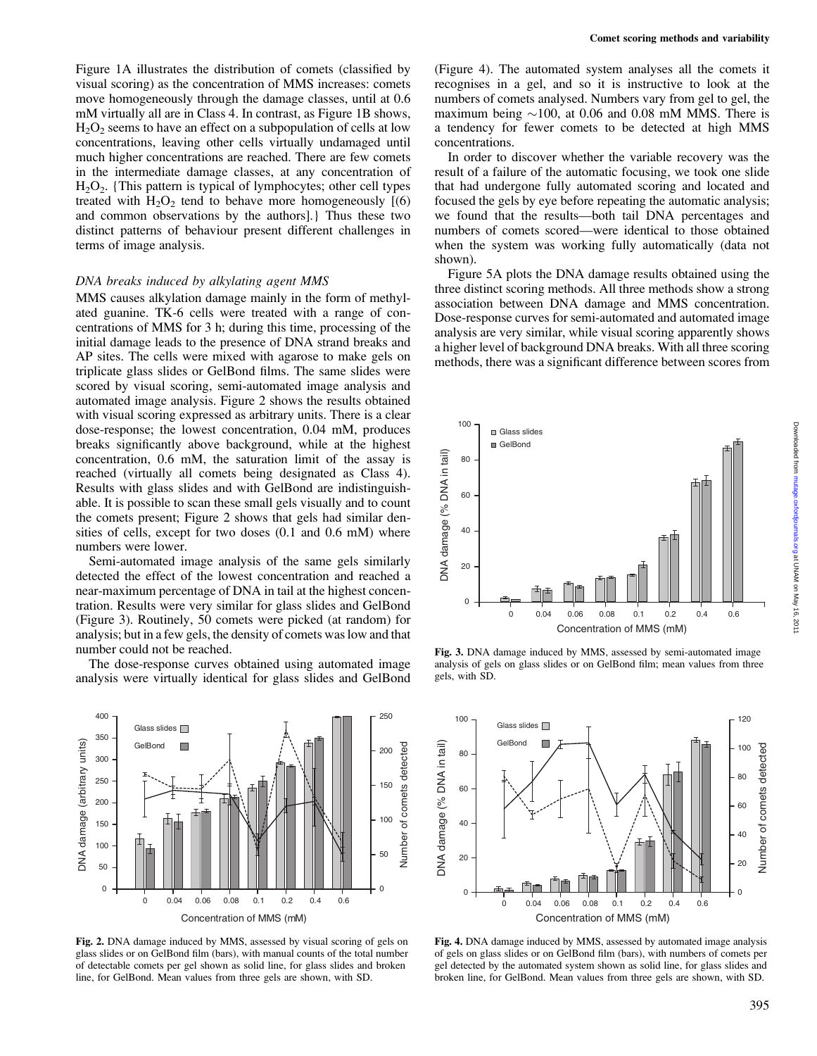Figure 1A illustrates the distribution of comets (classified by visual scoring) as the concentration of MMS increases: comets move homogeneously through the damage classes, until at 0.6 mM virtually all are in Class 4. In contrast, as Figure 1B shows, $H_2O_2$ seems to have an effect on a subpopulation of cells at low concentrations, leaving other cells virtually undamaged until much higher concentrations are reached. There are few comets in the intermediate damage classes, at any concentration of $H_2O_2$. {This pattern is typical of lymphocytes; other cell types treated with $H_2O_2$ tend to behave more homogeneously [(6) and common observations by the authors].} Thus these two distinct patterns of behaviour present different challenges in terms of image analysis.

### *DNA breaks induced by alkylating agent MMS*

MMS causes alkylation damage mainly in the form of methylated guanine. TK-6 cells were treated with a range of concentrations of MMS for 3 h; during this time, processing of the initial damage leads to the presence of DNA strand breaks and AP sites. The cells were mixed with agarose to make gels on triplicate glass slides or GelBond films. The same slides were scored by visual scoring, semi-automated image analysis and automated image analysis. Figure 2 shows the results obtained with visual scoring expressed as arbitrary units. There is a clear dose-response; the lowest concentration, 0.04 mM, produces breaks significantly above background, while at the highest concentration, 0.6 mM, the saturation limit of the assay is reached (virtually all comets being designated as Class 4). Results with glass slides and with GelBond are indistinguishable. It is possible to scan these small gels visually and to count the comets present; Figure 2 shows that gels had similar densities of cells, except for two doses (0.1 and 0.6 mM) where numbers were lower.

Semi-automated image analysis of the same gels similarly detected the effect of the lowest concentration and reached a near-maximum percentage of DNA in tail at the highest concentration. Results were very similar for glass slides and GelBond (Figure 3). Routinely, 50 comets were picked (at random) for analysis; but in a few gels, the density of comets was low and that number could not be reached.

The dose-response curves obtained using automated image analysis were virtually identical for glass slides and GelBond (Figure 4). The automated system analyses all the comets it recognises in a gel, and so it is instructive to look at the numbers of comets analysed. Numbers vary from gel to gel, the maximum being ~100, at 0.06 and 0.08 mM MMS. There is a tendency for fewer comets to be detected at high MMS concentrations.

In order to discover whether the variable recovery was the result of a failure of the automatic focusing, we took one slide that had undergone fully automated scoring and located and focused the gels by eye before repeating the automatic analysis; we found that the results—both tail DNA percentages and numbers of comets scored—were identical to those obtained when the system was working fully automatically (data not shown).

Figure 5A plots the DNA damage results obtained using the three distinct scoring methods. All three methods show a strong association between DNA damage and MMS concentration. Dose-response curves for semi-automated and automated image analysis are very similar, while visual scoring apparently shows a higher level of background DNA breaks. With all three scoring methods, there was a significant difference between scores from

**Fig. 2.** DNA damage induced by MMS, assessed by visual scoring of gels on glass slides or on GelBond film (bars), with manual counts of the total number of detectable comets per gel shown as solid line, for glass slides and broken line, for GelBond. Mean values from three gels are shown, with SD.

**Fig. 3.** DNA damage induced by MMS, assessed by semi-automated image analysis of gels on glass slides or on GelBond film; mean values from three gels, with SD.

**Fig. 4.** DNA damage induced by MMS, assessed by automated image analysis of gels on glass slides or on GelBond film (bars), with numbers of comets per gel detected by the automated system shown as solid line, for glass slides and broken line, for GelBond. Mean values from three gels are shown, with SD.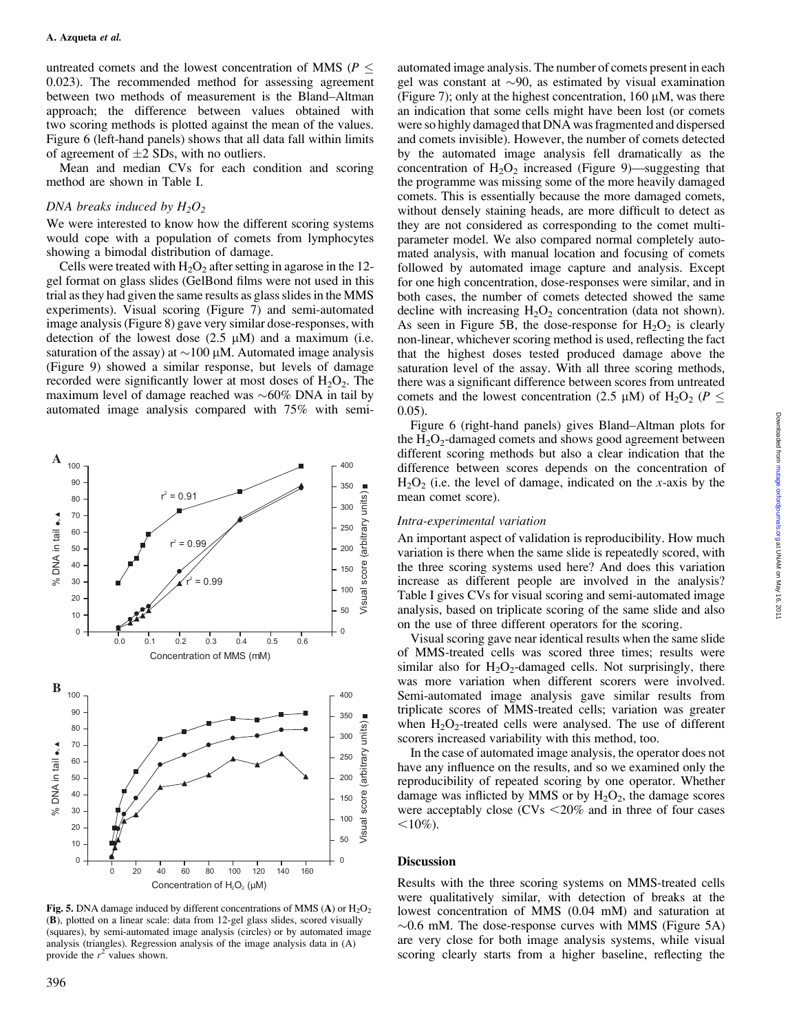untreated comets and the lowest concentration of MMS ($P \leq 0.023$). The recommended method for assessing agreement between two methods of measurement is the Bland–Altman approach; the difference between values obtained with two scoring methods is plotted against the mean of the values. Figure 6 (left-hand panels) shows that all data fall within limits of agreement of $\pm 2$ SDs, with no outliers.

Mean and median CVs for each condition and scoring method are shown in Table I.

### *DNA breaks induced by $H_2O_2$*

We were interested to know how the different scoring systems would cope with a population of comets from lymphocytes showing a bimodal distribution of damage.

Cells were treated with $H_2O_2$ after setting in agarose in the 12-gel format on glass slides (GelBond films were not used in this trial as they had given the same results as glass slides in the MMS experiments). Visual scoring (Figure 7) and semi-automated image analysis (Figure 8) gave very similar dose-responses, with detection of the lowest dose (2.5 μM) and a maximum (i.e. saturation of the assay) at ~100 μM. Automated image analysis (Figure 9) showed a similar response, but levels of damage recorded were significantly lower at most doses of $H_2O_2$. The maximum level of damage reached was ~60% DNA in tail by automated image analysis compared with 75% with semi-automated image analysis. The number of comets present in each gel was constant at ~90, as estimated by visual examination (Figure 7); only at the highest concentration, 160 μM, was there an indication that some cells might have been lost (or comets were so highly damaged that DNA was fragmented and dispersed and comets invisible). However, the number of comets detected by the automated image analysis fell dramatically as the concentration of $H_2O_2$ increased (Figure 9)—suggesting that the programme was missing some of the more heavily damaged comets. This is essentially because the more damaged comets, without densely staining heads, are more difficult to detect as they are not considered as corresponding to the comet multi-parameter model. We also compared normal completely automated analysis, with manual location and focusing of comets followed by automated image capture and analysis. Except for one high concentration, dose-responses were similar, and in both cases, the number of comets detected showed the same decline with increasing $H_2O_2$ concentration (data not shown). As seen in Figure 5B, the dose-response for $H_2O_2$ is clearly non-linear, whichever scoring method is used, reflecting the fact that the highest doses tested produced damage above the saturation level of the assay. With all three scoring methods, there was a significant difference between scores from untreated comets and the lowest concentration (2.5 μM) of $H_2O_2$ ($P \leq 0.05$).

Figure 6 (right-hand panels) gives Bland–Altman plots for the $H_2O_2$-damaged comets and shows good agreement between different scoring methods but also a clear indication that the difference between scores depends on the concentration of $H_2O_2$ (i.e. the level of damage, indicated on the *x*-axis by the mean comet score).

### *Intra-experimental variation*

An important aspect of validation is reproducibility. How much variation is there when the same slide is repeatedly scored, with the three scoring systems used here? And does this variation increase as different people are involved in the analysis? Table I gives CVs for visual scoring and semi-automated image analysis, based on triplicate scoring of the same slide and also on the use of three different operators for the scoring.

Visual scoring gave near identical results when the same slide of MMS-treated cells was scored three times; results were similar also for $H_2O_2$-damaged cells. Not surprisingly, there was more variation when different scorers were involved. Semi-automated image analysis gave similar results from triplicate scores of MMS-treated cells; variation was greater when $H_2O_2$-treated cells were analysed. The use of different scorers increased variability with this method, too.

In the case of automated image analysis, the operator does not have any influence on the results, and so we examined only the reproducibility of repeated scoring by one operator. Whether damage was inflicted by MMS or by $H_2O_2$, the damage scores were acceptably close (CVs <20% and in three of four cases <10%).

**Fig. 5.** DNA damage induced by different concentrations of MMS (**A**) or $H_2O_2$ (**B**), plotted on a linear scale: data from 12-gel glass slides, scored visually (squares), by semi-automated image analysis (circles) or by automated image analysis (triangles). Regression analysis of the image analysis data in (A) provide the $r^2$ values shown.

## Discussion

Results with the three scoring systems on MMS-treated cells were qualitatively similar, with detection of breaks at the lowest concentration of MMS (0.04 mM) and saturation at ~0.6 mM. The dose-response curves with MMS (Figure 5A) are very close for both image analysis systems, while visual scoring clearly starts from a higher baseline, reflecting the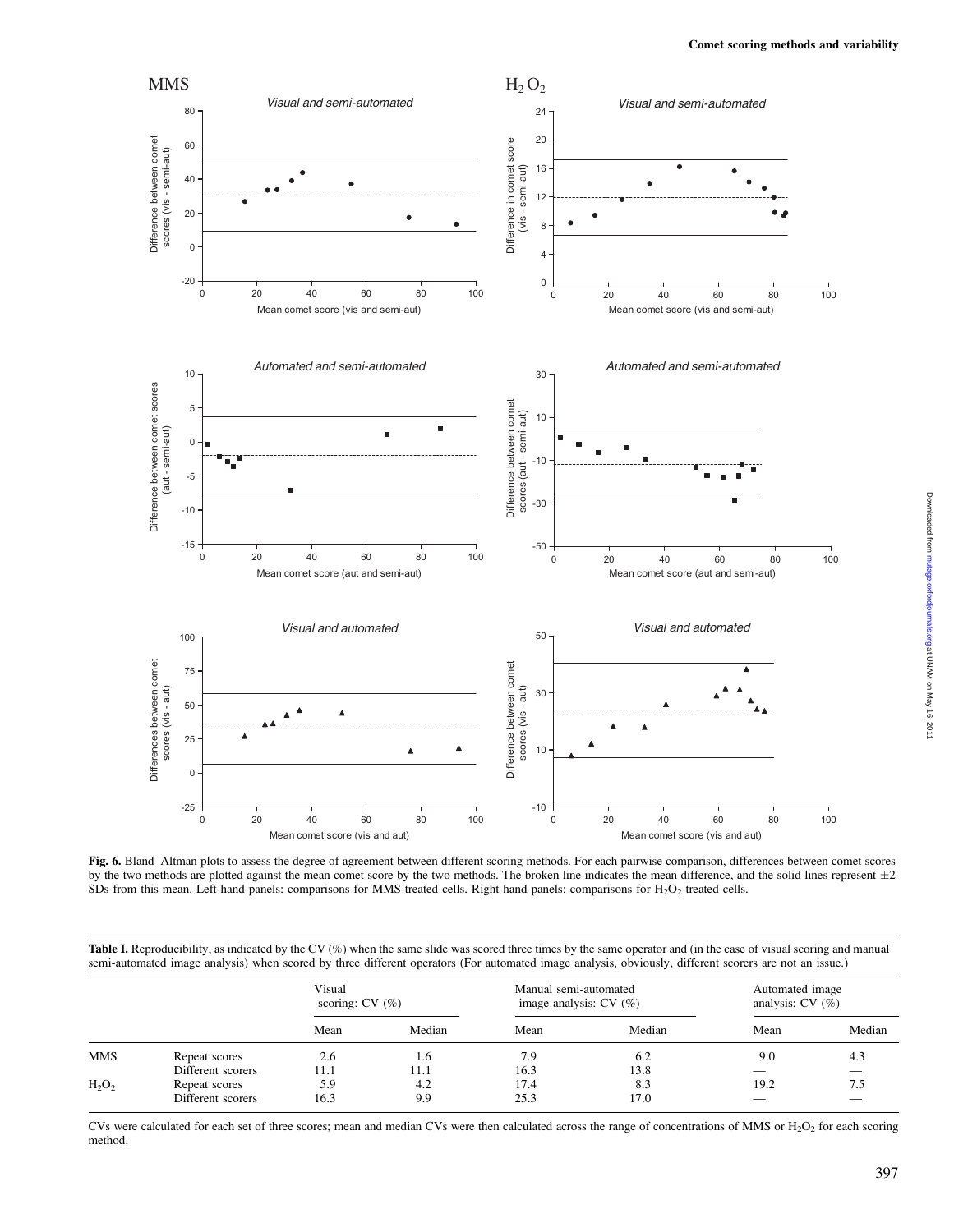**Fig. 6.** Bland–Altman plots to assess the degree of agreement between different scoring methods. For each pairwise comparison, differences between comet scores by the two methods are plotted against the mean comet score by the two methods. The broken line indicates the mean difference, and the solid lines represent ±2 SDs from this mean. Left-hand panels: comparisons for MMS-treated cells. Right-hand panels: comparisons for $H_2O_2$-treated cells.

**Table I.** Reproducibility, as indicated by the CV (%) when the same slide was scored three times by the same operator and (in the case of visual scoring and manual semi-automated image analysis) when scored by three different operators (For automated image analysis, obviously, different scorers are not an issue.)

| | | Visual scoring: CV (%) | | Manual semi-automated image analysis: CV (%) | | Automated image analysis: CV (%) | |
|---|---|---|---|---|---|---|---|
| | | Mean | Median | Mean | Median | Mean | Median |
| MMS | Repeat scores | 2.6 | 1.6 | 7.9 | 6.2 | 9.0 | 4.3 |
| | Different scorers | 11.1 | 11.1 | 16.3 | 13.8 | — | — |
| $H_2O_2$ | Repeat scores | 5.9 | 4.2 | 17.4 | 8.3 | 19.2 | 7.5 |
| | Different scorers | 16.3 | 9.9 | 25.3 | 17.0 | — | — |

CVs were calculated for each set of three scores; mean and median CVs were then calculated across the range of concentrations of MMS or $H_2O_2$ for each scoring method.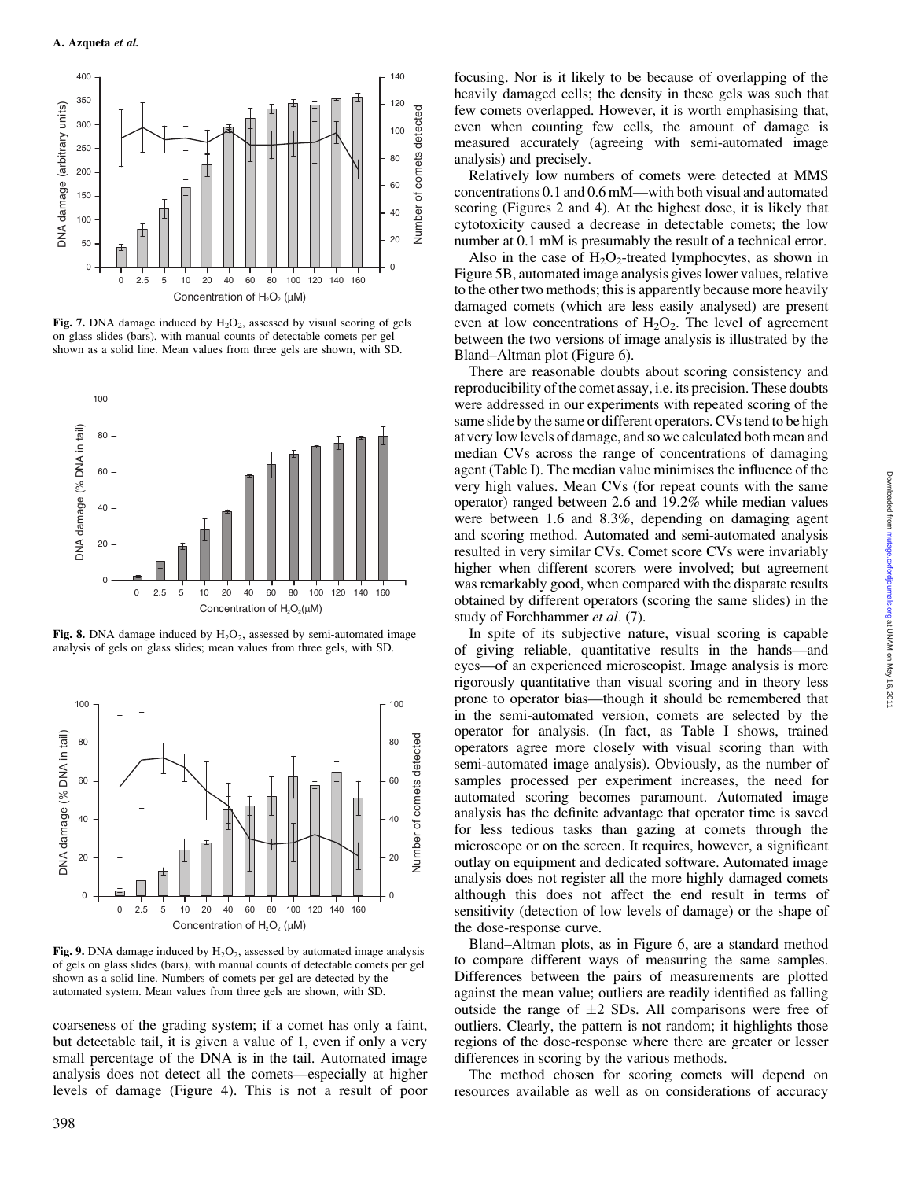Fig. 7. DNA damage induced by $H_2O_2$, assessed by visual scoring of gels on glass slides (bars), with manual counts of detectable comets per gel shown as a solid line. Mean values from three gels are shown, with SD.

Fig. 8. DNA damage induced by $H_2O_2$, assessed by semi-automated image analysis of gels on glass slides; mean values from three gels, with SD.

Fig. 9. DNA damage induced by $H_2O_2$, assessed by automated image analysis of gels on glass slides (bars), with manual counts of detectable comets per gel shown as a solid line. Numbers of comets per gel are detected by the automated system. Mean values from three gels are shown, with SD.

coarseness of the grading system; if a comet has only a faint, but detectable tail, it is given a value of 1, even if only a very small percentage of the DNA is in the tail. Automated image analysis does not detect all the comets—especially at higher levels of damage (Figure 4). This is not a result of poor focusing. Nor is it likely to be because of overlapping of the heavily damaged cells; the density in these gels was such that few comets overlapped. However, it is worth emphasising that, even when counting few cells, the amount of damage is measured accurately (agreeing with semi-automated image analysis) and precisely.

Relatively low numbers of comets were detected at MMS concentrations 0.1 and 0.6 mM—with both visual and automated scoring (Figures 2 and 4). At the highest dose, it is likely that cytotoxicity caused a decrease in detectable comets; the low number at 0.1 mM is presumably the result of a technical error.

Also in the case of $H_2O_2$-treated lymphocytes, as shown in Figure 5B, automated image analysis gives lower values, relative to the other two methods; this is apparently because more heavily damaged comets (which are less easily analysed) are present even at low concentrations of $H_2O_2$. The level of agreement between the two versions of image analysis is illustrated by the Bland–Altman plot (Figure 6).

There are reasonable doubts about scoring consistency and reproducibility of the comet assay, i.e. its precision. These doubts were addressed in our experiments with repeated scoring of the same slide by the same or different operators. CVs tend to be high at very low levels of damage, and so we calculated both mean and median CVs across the range of concentrations of damaging agent (Table I). The median value minimises the influence of the very high values. Mean CVs (for repeat counts with the same operator) ranged between 2.6 and 19.2% while median values were between 1.6 and 8.3%, depending on damaging agent and scoring method. Automated and semi-automated analysis resulted in very similar CVs. Comet score CVs were invariably higher when different scorers were involved; but agreement was remarkably good, when compared with the disparate results obtained by different operators (scoring the same slides) in the study of Forchhammer *et al*. (7).

In spite of its subjective nature, visual scoring is capable of giving reliable, quantitative results in the hands—and eyes—of an experienced microscopist. Image analysis is more rigorously quantitative than visual scoring and in theory less prone to operator bias—though it should be remembered that in the semi-automated version, comets are selected by the operator for analysis. (In fact, as Table I shows, trained operators agree more closely with visual scoring than with semi-automated image analysis). Obviously, as the number of samples processed per experiment increases, the need for automated scoring becomes paramount. Automated image analysis has the definite advantage that operator time is saved for less tedious tasks than gazing at comets through the microscope or on the screen. It requires, however, a significant outlay on equipment and dedicated software. Automated image analysis does not register all the more highly damaged comets although this does not affect the end result in terms of sensitivity (detection of low levels of damage) or the shape of the dose-response curve.

Bland–Altman plots, as in Figure 6, are a standard method to compare different ways of measuring the same samples. Differences between the pairs of measurements are plotted against the mean value; outliers are readily identified as falling outside the range of $\pm 2$ SDs. All comparisons were free of outliers. Clearly, the pattern is not random; it highlights those regions of the dose-response where there are greater or lesser differences in scoring by the various methods.

The method chosen for scoring comets will depend on resources available as well as on considerations of accuracy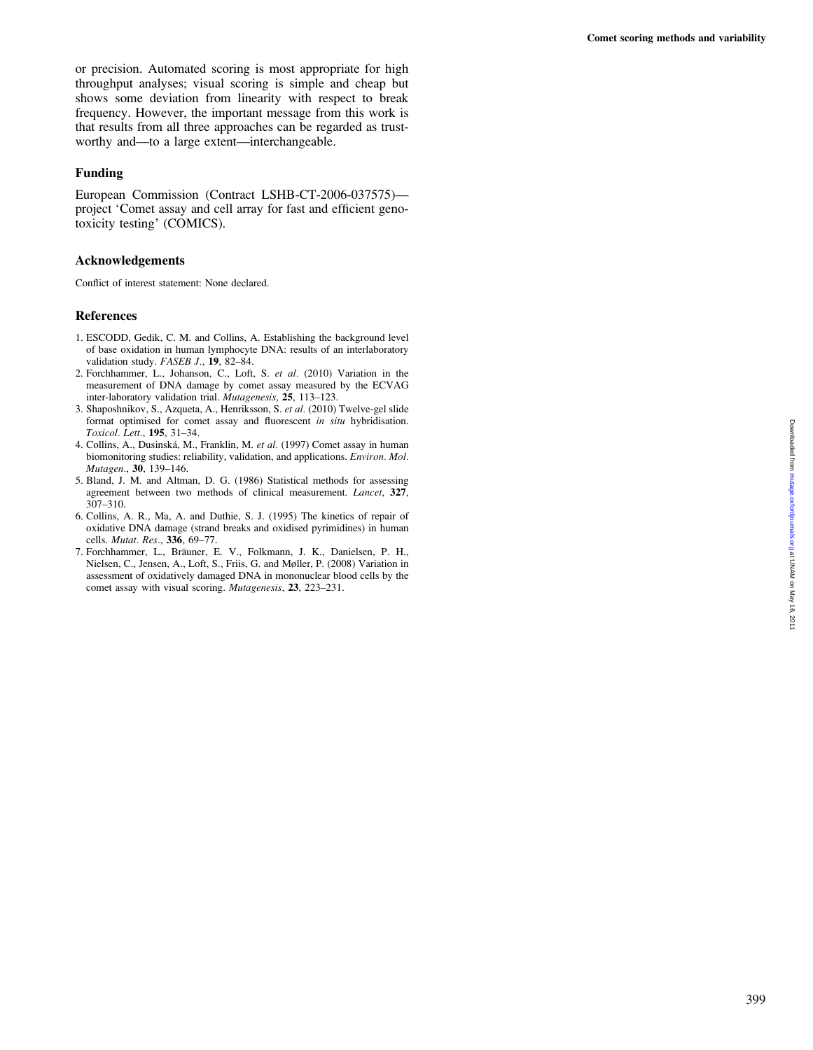or precision. Automated scoring is most appropriate for high throughput analyses; visual scoring is simple and cheap but shows some deviation from linearity with respect to break frequency. However, the important message from this work is that results from all three approaches can be regarded as trustworthy and—to a large extent—interchangeable.

## Funding

European Commission (Contract LSHB-CT-2006-037575)—project 'Comet assay and cell array for fast and efficient genotoxicity testing' (COMICS).

## Acknowledgements

Conflict of interest statement: None declared.

## References

1. ESCODD, Gedik, C. M. and Collins, A. Establishing the background level of base oxidation in human lymphocyte DNA: results of an interlaboratory validation study. *FASEB J*., **19**, 82–84.
2. Forchhammer, L., Johanson, C., Loft, S. *et al*. (2010) Variation in the measurement of DNA damage by comet assay measured by the ECVAG inter-laboratory validation trial. *Mutagenesis*, **25**, 113–123.
3. Shaposhnikov, S., Azqueta, A., Henriksson, S. *et al*. (2010) Twelve-gel slide format optimised for comet assay and fluorescent *in situ* hybridisation. *Toxicol. Lett*., **195**, 31–34.
4. Collins, A., Dusinská, M., Franklin, M. *et al*. (1997) Comet assay in human biomonitoring studies: reliability, validation, and applications. *Environ. Mol. Mutagen*., **30**, 139–146.
5. Bland, J. M. and Altman, D. G. (1986) Statistical methods for assessing agreement between two methods of clinical measurement. *Lancet*, **327**, 307–310.
6. Collins, A. R., Ma, A. and Duthie, S. J. (1995) The kinetics of repair of oxidative DNA damage (strand breaks and oxidised pyrimidines) in human cells. *Mutat. Res*., **336**, 69–77.
7. Forchhammer, L., Bräuner, E. V., Folkmann, J. K., Danielsen, P. H., Nielsen, C., Jensen, A., Loft, S., Friis, G. and Møller, P. (2008) Variation in assessment of oxidatively damaged DNA in mononuclear blood cells by the comet assay with visual scoring. *Mutagenesis*, **23**, 223–231.